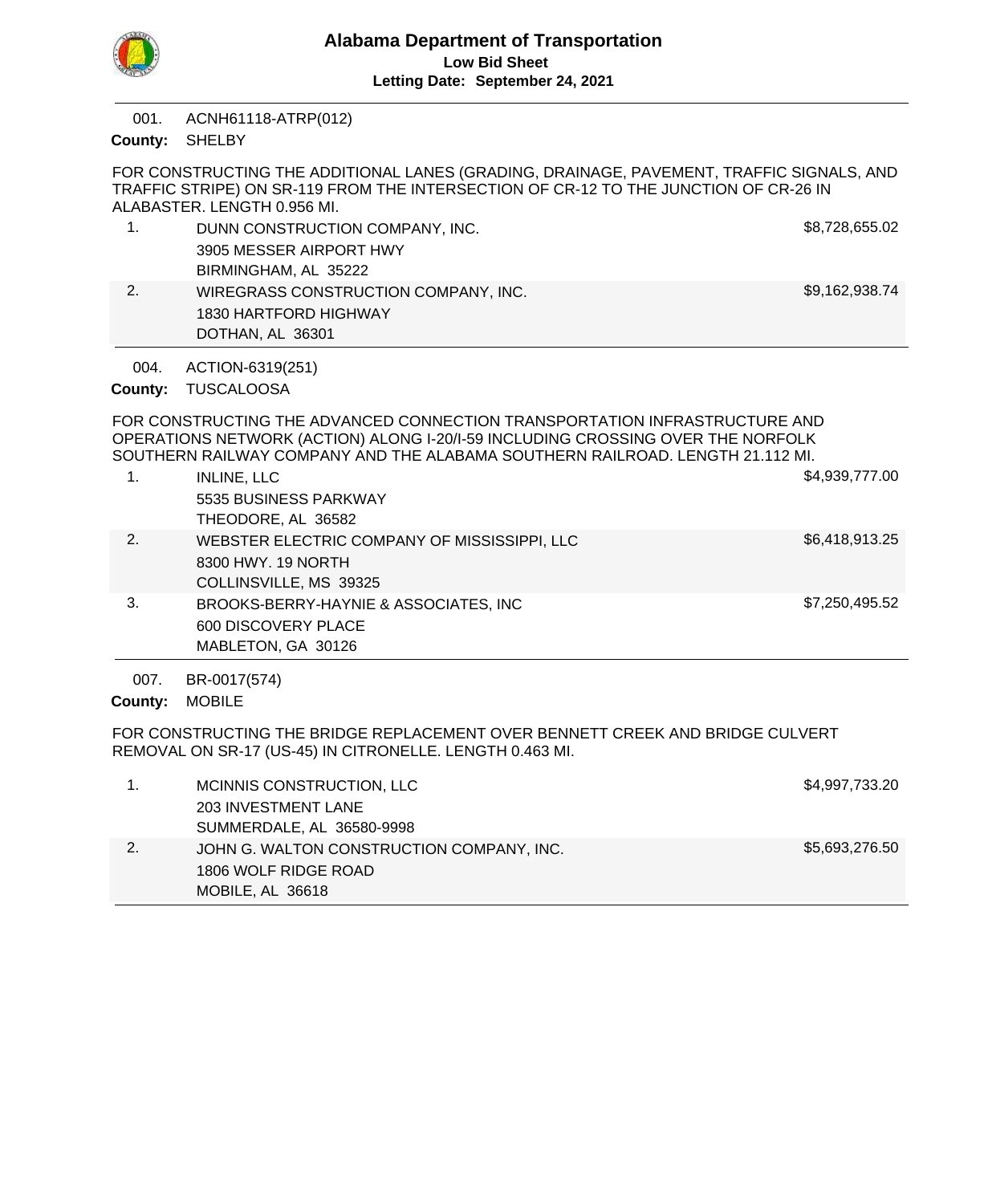# Alabama Department of Transportation

**Low Bid Sheet**

**Letting Date: September 24, 2021**

---

001. ACNH61118-ATRP(012)

**County:** SHELBY

FOR CONSTRUCTING THE ADDITIONAL LANES (GRADING, DRAINAGE, PAVEMENT, TRAFFIC SIGNALS, AND TRAFFIC STRIPE) ON SR-119 FROM THE INTERSECTION OF CR-12 TO THE JUNCTION OF CR-26 IN ALABASTER. LENGTH 0.956 MI.

| | Bidder | Amount |
|---|---|---|
| 1. | DUNN CONSTRUCTION COMPANY, INC.<br>3905 MESSER AIRPORT HWY<br>BIRMINGHAM, AL 35222 | $8,728,655.02 |
| 2. | WIREGRASS CONSTRUCTION COMPANY, INC.<br>1830 HARTFORD HIGHWAY<br>DOTHAN, AL 36301 | $9,162,938.74 |

---

004. ACTION-6319(251)

**County:** TUSCALOOSA

FOR CONSTRUCTING THE ADVANCED CONNECTION TRANSPORTATION INFRASTRUCTURE AND OPERATIONS NETWORK (ACTION) ALONG I-20/I-59 INCLUDING CROSSING OVER THE NORFOLK SOUTHERN RAILWAY COMPANY AND THE ALABAMA SOUTHERN RAILROAD. LENGTH 21.112 MI.

| | Bidder | Amount |
|---|---|---|
| 1. | INLINE, LLC<br>5535 BUSINESS PARKWAY<br>THEODORE, AL 36582 | $4,939,777.00 |
| 2. | WEBSTER ELECTRIC COMPANY OF MISSISSIPPI, LLC<br>8300 HWY. 19 NORTH<br>COLLINSVILLE, MS 39325 | $6,418,913.25 |
| 3. | BROOKS-BERRY-HAYNIE & ASSOCIATES, INC<br>600 DISCOVERY PLACE<br>MABLETON, GA 30126 | $7,250,495.52 |

---

007. BR-0017(574)

**County:** MOBILE

FOR CONSTRUCTING THE BRIDGE REPLACEMENT OVER BENNETT CREEK AND BRIDGE CULVERT REMOVAL ON SR-17 (US-45) IN CITRONELLE. LENGTH 0.463 MI.

| | Bidder | Amount |
|---|---|---|
| 1. | MCINNIS CONSTRUCTION, LLC<br>203 INVESTMENT LANE<br>SUMMERDALE, AL 36580-9998 | $4,997,733.20 |
| 2. | JOHN G. WALTON CONSTRUCTION COMPANY, INC.<br>1806 WOLF RIDGE ROAD<br>MOBILE, AL 36618 | $5,693,276.50 |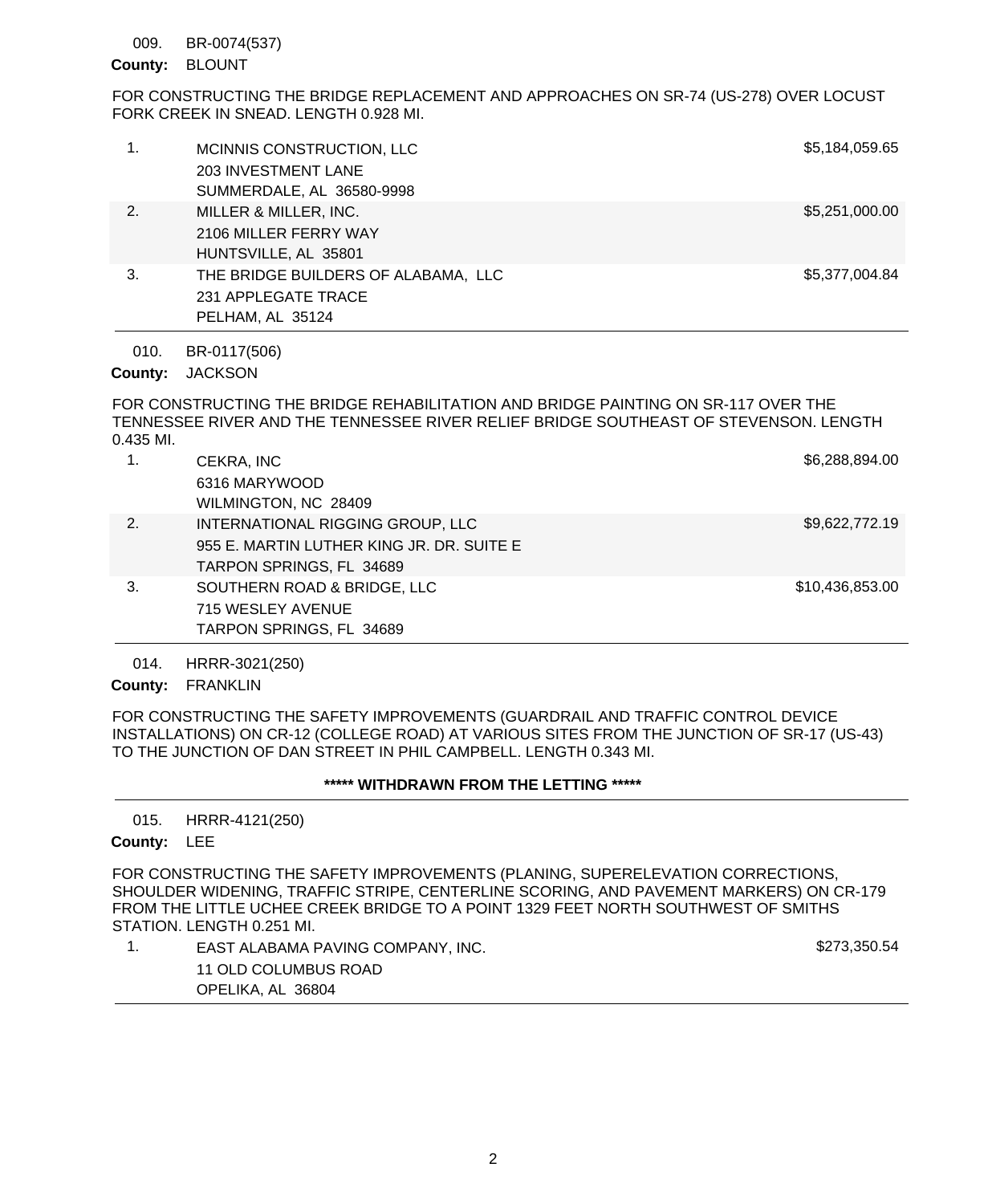009. BR-0074(537)

**County:** BLOUNT

FOR CONSTRUCTING THE BRIDGE REPLACEMENT AND APPROACHES ON SR-74 (US-278) OVER LOCUST FORK CREEK IN SNEAD. LENGTH 0.928 MI.

| | | |
|---|---|---|
| 1. | MCINNIS CONSTRUCTION, LLC<br>203 INVESTMENT LANE<br>SUMMERDALE, AL 36580-9998 | $5,184,059.65 |
| 2. | MILLER & MILLER, INC.<br>2106 MILLER FERRY WAY<br>HUNTSVILLE, AL 35801 | $5,251,000.00 |
| 3. | THE BRIDGE BUILDERS OF ALABAMA, LLC<br>231 APPLEGATE TRACE<br>PELHAM, AL 35124 | $5,377,004.84 |

---

010. BR-0117(506)

**County:** JACKSON

FOR CONSTRUCTING THE BRIDGE REHABILITATION AND BRIDGE PAINTING ON SR-117 OVER THE TENNESSEE RIVER AND THE TENNESSEE RIVER RELIEF BRIDGE SOUTHEAST OF STEVENSON. LENGTH 0.435 MI.

| | | |
|---|---|---|
| 1. | CEKRA, INC<br>6316 MARYWOOD<br>WILMINGTON, NC 28409 | $6,288,894.00 |
| 2. | INTERNATIONAL RIGGING GROUP, LLC<br>955 E. MARTIN LUTHER KING JR. DR. SUITE E<br>TARPON SPRINGS, FL 34689 | $9,622,772.19 |
| 3. | SOUTHERN ROAD & BRIDGE, LLC<br>715 WESLEY AVENUE<br>TARPON SPRINGS, FL 34689 | $10,436,853.00 |

---

014. HRRR-3021(250)

**County:** FRANKLIN

FOR CONSTRUCTING THE SAFETY IMPROVEMENTS (GUARDRAIL AND TRAFFIC CONTROL DEVICE INSTALLATIONS) ON CR-12 (COLLEGE ROAD) AT VARIOUS SITES FROM THE JUNCTION OF SR-17 (US-43) TO THE JUNCTION OF DAN STREET IN PHIL CAMPBELL. LENGTH 0.343 MI.

**\*\*\*\*\* WITHDRAWN FROM THE LETTING \*\*\*\*\***

---

015. HRRR-4121(250)

**County:** LEE

FOR CONSTRUCTING THE SAFETY IMPROVEMENTS (PLANING, SUPERELEVATION CORRECTIONS, SHOULDER WIDENING, TRAFFIC STRIPE, CENTERLINE SCORING, AND PAVEMENT MARKERS) ON CR-179 FROM THE LITTLE UCHEE CREEK BRIDGE TO A POINT 1329 FEET NORTH SOUTHWEST OF SMITHS STATION. LENGTH 0.251 MI.

| | | |
|---|---|---|
| 1. | EAST ALABAMA PAVING COMPANY, INC.<br>11 OLD COLUMBUS ROAD<br>OPELIKA, AL 36804 | $273,350.54 |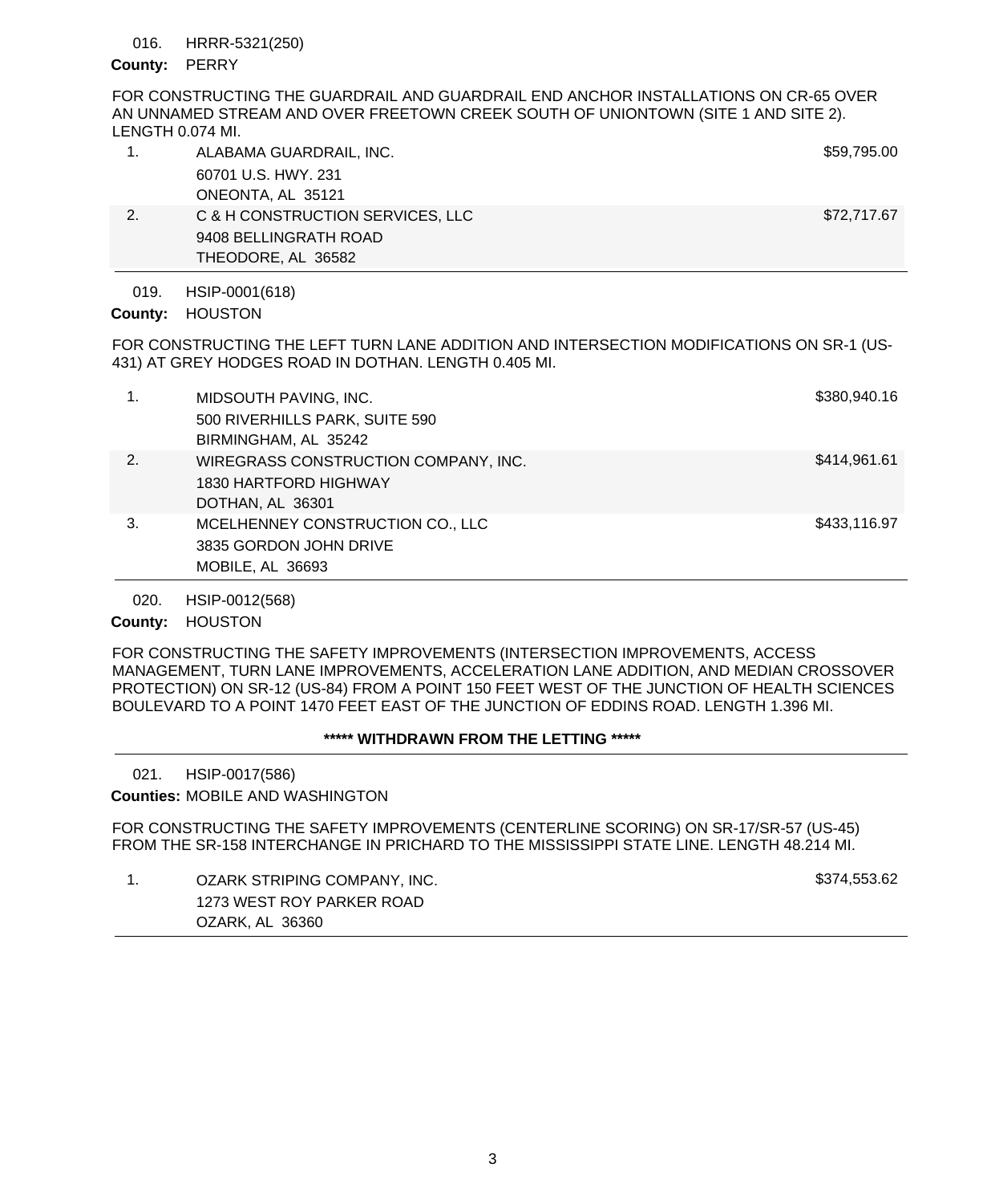016. HRRR-5321(250)

**County:** PERRY

FOR CONSTRUCTING THE GUARDRAIL AND GUARDRAIL END ANCHOR INSTALLATIONS ON CR-65 OVER AN UNNAMED STREAM AND OVER FREETOWN CREEK SOUTH OF UNIONTOWN (SITE 1 AND SITE 2). LENGTH 0.074 MI.

| | | |
|---|---|---|
| 1. | ALABAMA GUARDRAIL, INC.<br>60701 U.S. HWY. 231<br>ONEONTA, AL 35121 | $59,795.00 |
| 2. | C & H CONSTRUCTION SERVICES, LLC<br>9408 BELLINGRATH ROAD<br>THEODORE, AL 36582 | $72,717.67 |

---

019. HSIP-0001(618)

**County:** HOUSTON

FOR CONSTRUCTING THE LEFT TURN LANE ADDITION AND INTERSECTION MODIFICATIONS ON SR-1 (US-431) AT GREY HODGES ROAD IN DOTHAN. LENGTH 0.405 MI.

| | | |
|---|---|---|
| 1. | MIDSOUTH PAVING, INC.<br>500 RIVERHILLS PARK, SUITE 590<br>BIRMINGHAM, AL 35242 | $380,940.16 |
| 2. | WIREGRASS CONSTRUCTION COMPANY, INC.<br>1830 HARTFORD HIGHWAY<br>DOTHAN, AL 36301 | $414,961.61 |
| 3. | MCELHENNEY CONSTRUCTION CO., LLC<br>3835 GORDON JOHN DRIVE<br>MOBILE, AL 36693 | $433,116.97 |

---

020. HSIP-0012(568)

**County:** HOUSTON

FOR CONSTRUCTING THE SAFETY IMPROVEMENTS (INTERSECTION IMPROVEMENTS, ACCESS MANAGEMENT, TURN LANE IMPROVEMENTS, ACCELERATION LANE ADDITION, AND MEDIAN CROSSOVER PROTECTION) ON SR-12 (US-84) FROM A POINT 150 FEET WEST OF THE JUNCTION OF HEALTH SCIENCES BOULEVARD TO A POINT 1470 FEET EAST OF THE JUNCTION OF EDDINS ROAD. LENGTH 1.396 MI.

**\*\*\*\*\* WITHDRAWN FROM THE LETTING \*\*\*\*\***

---

021. HSIP-0017(586)

**Counties:** MOBILE AND WASHINGTON

FOR CONSTRUCTING THE SAFETY IMPROVEMENTS (CENTERLINE SCORING) ON SR-17/SR-57 (US-45) FROM THE SR-158 INTERCHANGE IN PRICHARD TO THE MISSISSIPPI STATE LINE. LENGTH 48.214 MI.

| | | |
|---|---|---|
| 1. | OZARK STRIPING COMPANY, INC.<br>1273 WEST ROY PARKER ROAD<br>OZARK, AL 36360 | $374,553.62 |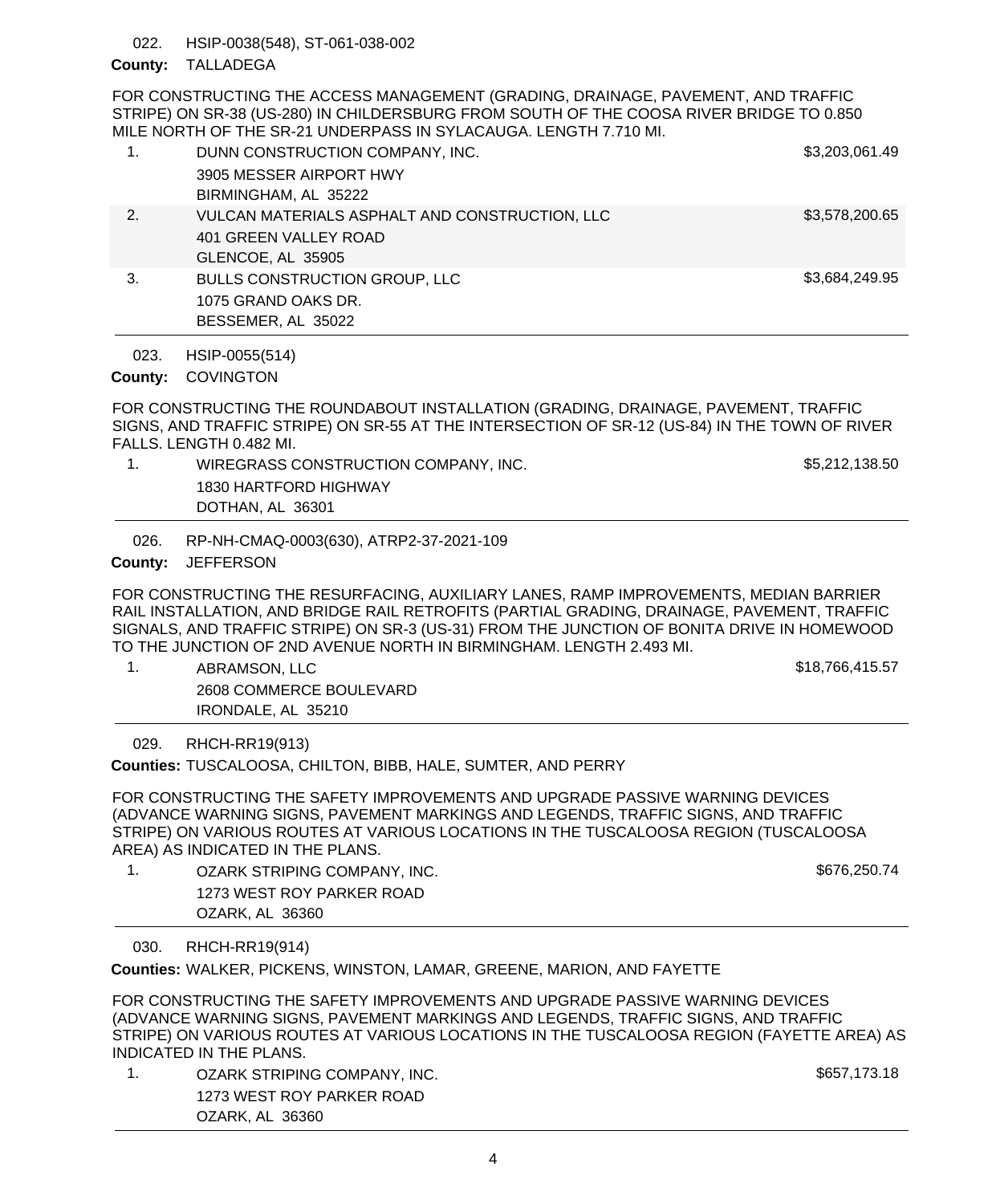022. HSIP-0038(548), ST-061-038-002

**County:** TALLADEGA

FOR CONSTRUCTING THE ACCESS MANAGEMENT (GRADING, DRAINAGE, PAVEMENT, AND TRAFFIC STRIPE) ON SR-38 (US-280) IN CHILDERSBURG FROM SOUTH OF THE COOSA RIVER BRIDGE TO 0.850 MILE NORTH OF THE SR-21 UNDERPASS IN SYLACAUGA. LENGTH 7.710 MI.

| | Bidder | Amount |
|---|---|---|
| 1. | DUNN CONSTRUCTION COMPANY, INC.<br>3905 MESSER AIRPORT HWY<br>BIRMINGHAM, AL 35222 | $3,203,061.49 |
| 2. | VULCAN MATERIALS ASPHALT AND CONSTRUCTION, LLC<br>401 GREEN VALLEY ROAD<br>GLENCOE, AL 35905 | $3,578,200.65 |
| 3. | BULLS CONSTRUCTION GROUP, LLC<br>1075 GRAND OAKS DR.<br>BESSEMER, AL 35022 | $3,684,249.95 |

023. HSIP-0055(514)

**County:** COVINGTON

FOR CONSTRUCTING THE ROUNDABOUT INSTALLATION (GRADING, DRAINAGE, PAVEMENT, TRAFFIC SIGNS, AND TRAFFIC STRIPE) ON SR-55 AT THE INTERSECTION OF SR-12 (US-84) IN THE TOWN OF RIVER FALLS. LENGTH 0.482 MI.

| | Bidder | Amount |
|---|---|---|
| 1. | WIREGRASS CONSTRUCTION COMPANY, INC.<br>1830 HARTFORD HIGHWAY<br>DOTHAN, AL 36301 | $5,212,138.50 |

026. RP-NH-CMAQ-0003(630), ATRP2-37-2021-109

**County:** JEFFERSON

FOR CONSTRUCTING THE RESURFACING, AUXILIARY LANES, RAMP IMPROVEMENTS, MEDIAN BARRIER RAIL INSTALLATION, AND BRIDGE RAIL RETROFITS (PARTIAL GRADING, DRAINAGE, PAVEMENT, TRAFFIC SIGNALS, AND TRAFFIC STRIPE) ON SR-3 (US-31) FROM THE JUNCTION OF BONITA DRIVE IN HOMEWOOD TO THE JUNCTION OF 2ND AVENUE NORTH IN BIRMINGHAM. LENGTH 2.493 MI.

| | Bidder | Amount |
|---|---|---|
| 1. | ABRAMSON, LLC<br>2608 COMMERCE BOULEVARD<br>IRONDALE, AL 35210 | $18,766,415.57 |

029. RHCH-RR19(913)

**Counties:** TUSCALOOSA, CHILTON, BIBB, HALE, SUMTER, AND PERRY

FOR CONSTRUCTING THE SAFETY IMPROVEMENTS AND UPGRADE PASSIVE WARNING DEVICES (ADVANCE WARNING SIGNS, PAVEMENT MARKINGS AND LEGENDS, TRAFFIC SIGNS, AND TRAFFIC STRIPE) ON VARIOUS ROUTES AT VARIOUS LOCATIONS IN THE TUSCALOOSA REGION (TUSCALOOSA AREA) AS INDICATED IN THE PLANS.

| | Bidder | Amount |
|---|---|---|
| 1. | OZARK STRIPING COMPANY, INC.<br>1273 WEST ROY PARKER ROAD<br>OZARK, AL 36360 | $676,250.74 |

030. RHCH-RR19(914)

**Counties:** WALKER, PICKENS, WINSTON, LAMAR, GREENE, MARION, AND FAYETTE

FOR CONSTRUCTING THE SAFETY IMPROVEMENTS AND UPGRADE PASSIVE WARNING DEVICES (ADVANCE WARNING SIGNS, PAVEMENT MARKINGS AND LEGENDS, TRAFFIC SIGNS, AND TRAFFIC STRIPE) ON VARIOUS ROUTES AT VARIOUS LOCATIONS IN THE TUSCALOOSA REGION (FAYETTE AREA) AS INDICATED IN THE PLANS.

| | Bidder | Amount |
|---|---|---|
| 1. | OZARK STRIPING COMPANY, INC.<br>1273 WEST ROY PARKER ROAD<br>OZARK, AL 36360 | $657,173.18 |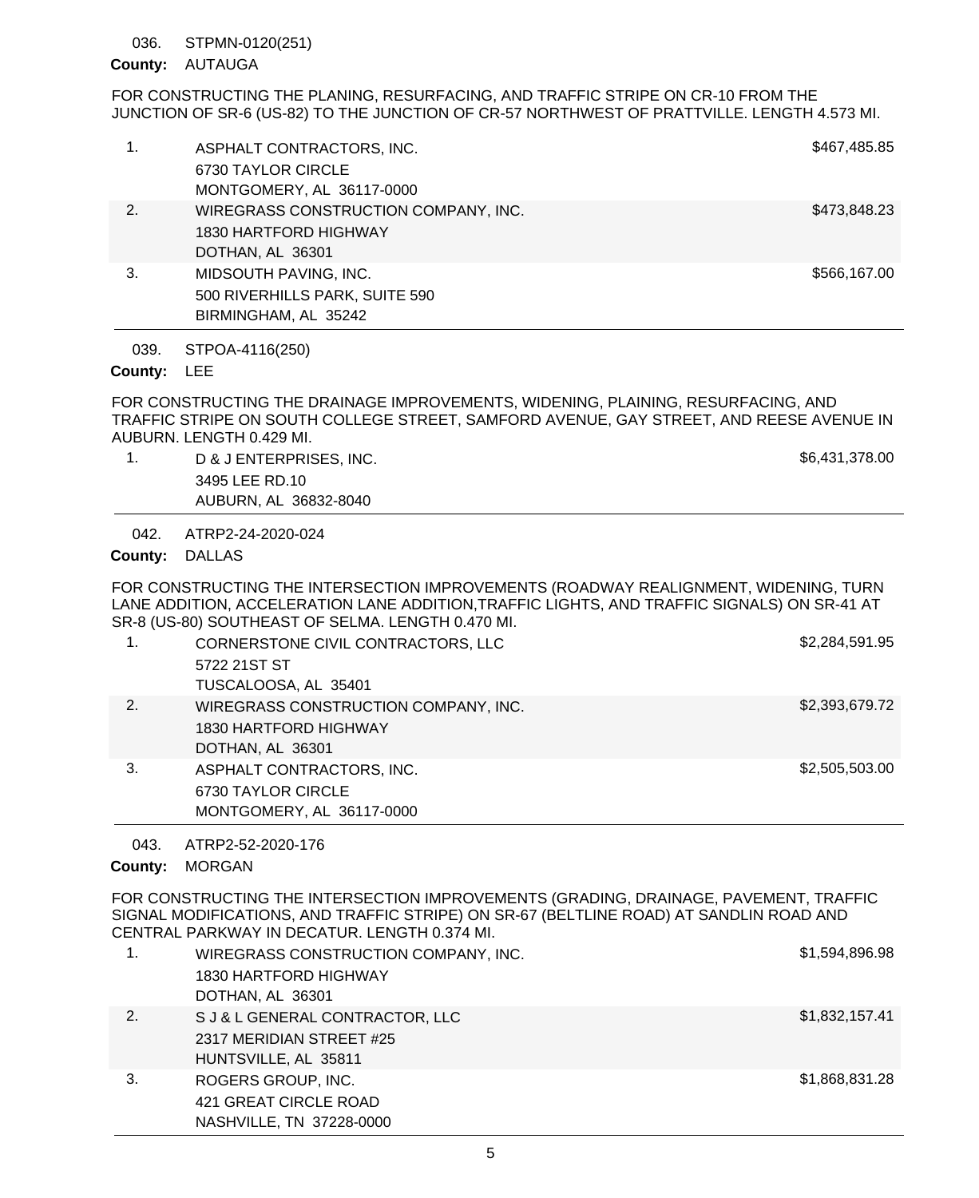036. STPMN-0120(251)

**County:** AUTAUGA

FOR CONSTRUCTING THE PLANING, RESURFACING, AND TRAFFIC STRIPE ON CR-10 FROM THE JUNCTION OF SR-6 (US-82) TO THE JUNCTION OF CR-57 NORTHWEST OF PRATTVILLE. LENGTH 4.573 MI.

| | | |
|---|---|---|
| 1. | ASPHALT CONTRACTORS, INC.<br>6730 TAYLOR CIRCLE<br>MONTGOMERY, AL 36117-0000 | $467,485.85 |
| 2. | WIREGRASS CONSTRUCTION COMPANY, INC.<br>1830 HARTFORD HIGHWAY<br>DOTHAN, AL 36301 | $473,848.23 |
| 3. | MIDSOUTH PAVING, INC.<br>500 RIVERHILLS PARK, SUITE 590<br>BIRMINGHAM, AL 35242 | $566,167.00 |

039. STPOA-4116(250)

**County:** LEE

FOR CONSTRUCTING THE DRAINAGE IMPROVEMENTS, WIDENING, PLAINING, RESURFACING, AND TRAFFIC STRIPE ON SOUTH COLLEGE STREET, SAMFORD AVENUE, GAY STREET, AND REESE AVENUE IN AUBURN. LENGTH 0.429 MI.

| | | |
|---|---|---|
| 1. | D & J ENTERPRISES, INC.<br>3495 LEE RD.10<br>AUBURN, AL 36832-8040 | $6,431,378.00 |

042. ATRP2-24-2020-024

**County:** DALLAS

FOR CONSTRUCTING THE INTERSECTION IMPROVEMENTS (ROADWAY REALIGNMENT, WIDENING, TURN LANE ADDITION, ACCELERATION LANE ADDITION,TRAFFIC LIGHTS, AND TRAFFIC SIGNALS) ON SR-41 AT SR-8 (US-80) SOUTHEAST OF SELMA. LENGTH 0.470 MI.

| | | |
|---|---|---|
| 1. | CORNERSTONE CIVIL CONTRACTORS, LLC<br>5722 21ST ST<br>TUSCALOOSA, AL 35401 | $2,284,591.95 |
| 2. | WIREGRASS CONSTRUCTION COMPANY, INC.<br>1830 HARTFORD HIGHWAY<br>DOTHAN, AL 36301 | $2,393,679.72 |
| 3. | ASPHALT CONTRACTORS, INC.<br>6730 TAYLOR CIRCLE<br>MONTGOMERY, AL 36117-0000 | $2,505,503.00 |

043. ATRP2-52-2020-176

**County:** MORGAN

FOR CONSTRUCTING THE INTERSECTION IMPROVEMENTS (GRADING, DRAINAGE, PAVEMENT, TRAFFIC SIGNAL MODIFICATIONS, AND TRAFFIC STRIPE) ON SR-67 (BELTLINE ROAD) AT SANDLIN ROAD AND CENTRAL PARKWAY IN DECATUR. LENGTH 0.374 MI.

| | | |
|---|---|---|
| 1. | WIREGRASS CONSTRUCTION COMPANY, INC.<br>1830 HARTFORD HIGHWAY<br>DOTHAN, AL 36301 | $1,594,896.98 |
| 2. | S J & L GENERAL CONTRACTOR, LLC<br>2317 MERIDIAN STREET #25<br>HUNTSVILLE, AL 35811 | $1,832,157.41 |
| 3. | ROGERS GROUP, INC.<br>421 GREAT CIRCLE ROAD<br>NASHVILLE, TN 37228-0000 | $1,868,831.28 |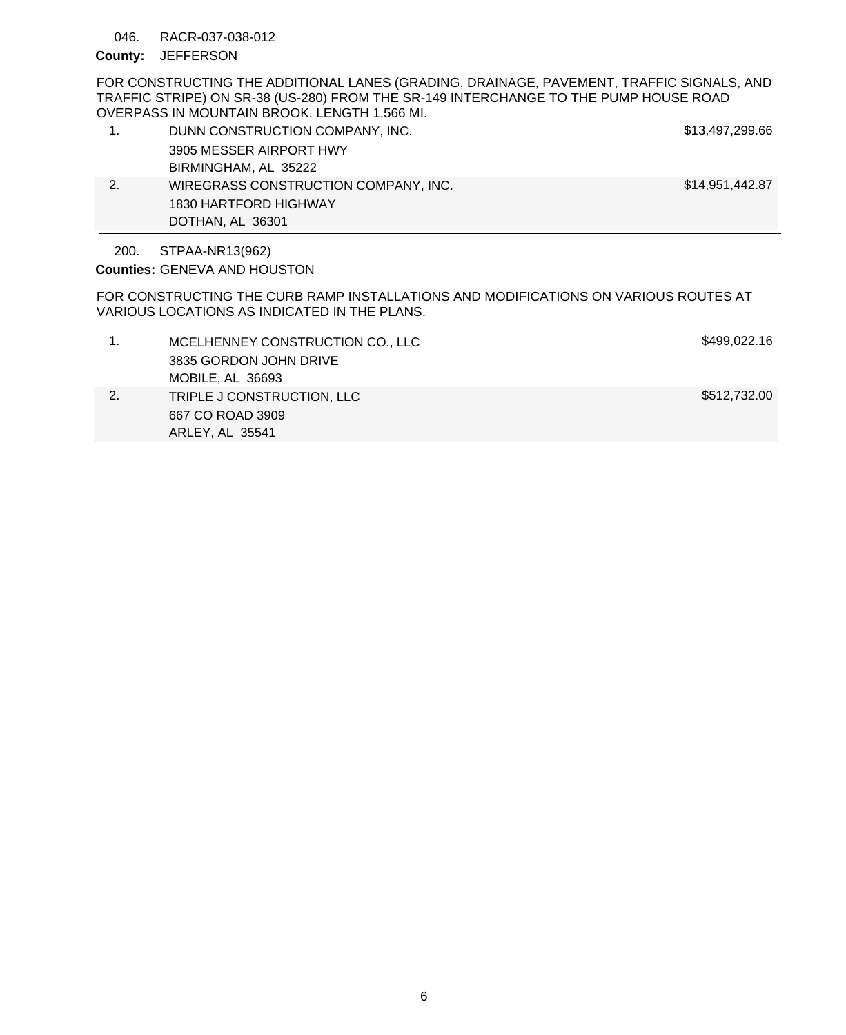046. RACR-037-038-012

**County:** JEFFERSON

FOR CONSTRUCTING THE ADDITIONAL LANES (GRADING, DRAINAGE, PAVEMENT, TRAFFIC SIGNALS, AND TRAFFIC STRIPE) ON SR-38 (US-280) FROM THE SR-149 INTERCHANGE TO THE PUMP HOUSE ROAD OVERPASS IN MOUNTAIN BROOK. LENGTH 1.566 MI.

| | | |
|---|---|---|
| 1. | DUNN CONSTRUCTION COMPANY, INC.<br>3905 MESSER AIRPORT HWY<br>BIRMINGHAM, AL 35222 | $13,497,299.66 |
| 2. | WIREGRASS CONSTRUCTION COMPANY, INC.<br>1830 HARTFORD HIGHWAY<br>DOTHAN, AL 36301 | $14,951,442.87 |

200. STPAA-NR13(962)

**Counties:** GENEVA AND HOUSTON

FOR CONSTRUCTING THE CURB RAMP INSTALLATIONS AND MODIFICATIONS ON VARIOUS ROUTES AT VARIOUS LOCATIONS AS INDICATED IN THE PLANS.

| | | |
|---|---|---|
| 1. | MCELHENNEY CONSTRUCTION CO., LLC<br>3835 GORDON JOHN DRIVE<br>MOBILE, AL 36693 | $499,022.16 |
| 2. | TRIPLE J CONSTRUCTION, LLC<br>667 CO ROAD 3909<br>ARLEY, AL 35541 | $512,732.00 |